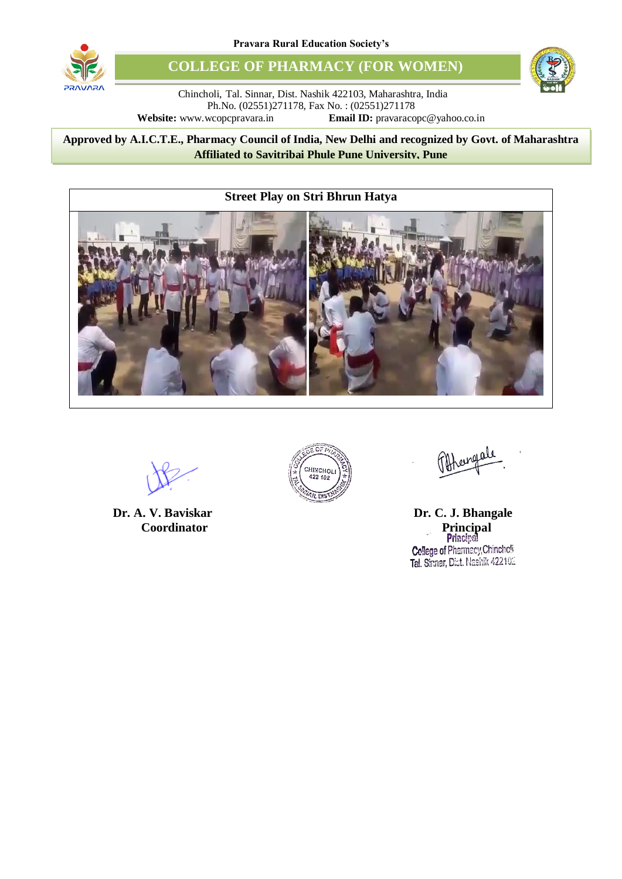Pravara Rural Education Society's

# COLLEGE OF PHARMACY (FOR WOMEN)

Chincholi, Tal. Sinnar, Dist. Nashik 422103, Maharashtra, India
Ph.No. (02551)271178, Fax No. : (02551)271178
**Website:** www.wcopcpravara.in **Email ID:** pravaracopc@yahoo.co.in

**Approved by A.I.C.T.E., Pharmacy Council of India, New Delhi and recognized by Govt. of Maharashtra**
**Affiliated to Savitribai Phule Pune University, Pune**

## Street Play on Stri Bhrun Hatya

**Dr. A. V. Baviskar**
**Coordinator**

**Dr. C. J. Bhangale**
**Principal**

Principal
College of Pharmacy, Chincholi
Tal. Sinnar, Dist. Nashik 422102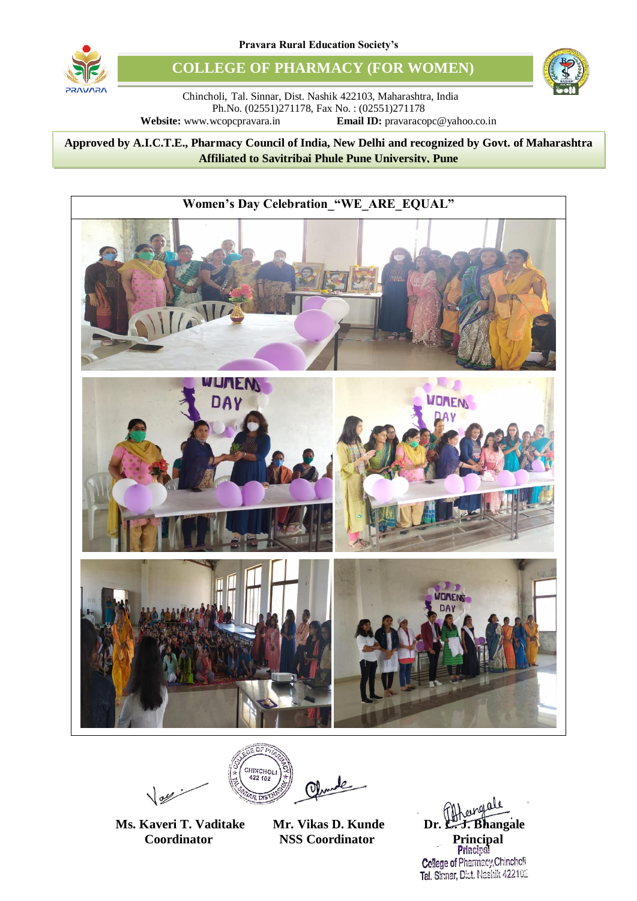Pravara Rural Education Society's

# COLLEGE OF PHARMACY (FOR WOMEN)

Chincholi, Tal. Sinnar, Dist. Nashik 422103, Maharashtra, India
Ph.No. (02551)271178, Fax No. : (02551)271178
**Website:** www.wcopcpravara.in **Email ID:** pravaracopc@yahoo.co.in

**Approved by A.I.C.T.E., Pharmacy Council of India, New Delhi and recognized by Govt. of Maharashtra**
**Affiliated to Savitribai Phule Pune University, Pune**

## Women's Day Celebration_"WE_ARE_EQUAL"

**Ms. Kaveri T. Vaditake**
**Coordinator**

**Mr. Vikas D. Kunde**
**NSS Coordinator**

**Dr. C. J. Bhangale**
**Principal**
Principal
College of Pharmacy, Chincholi
Tal. Sinnar, Dist. Nashik 422102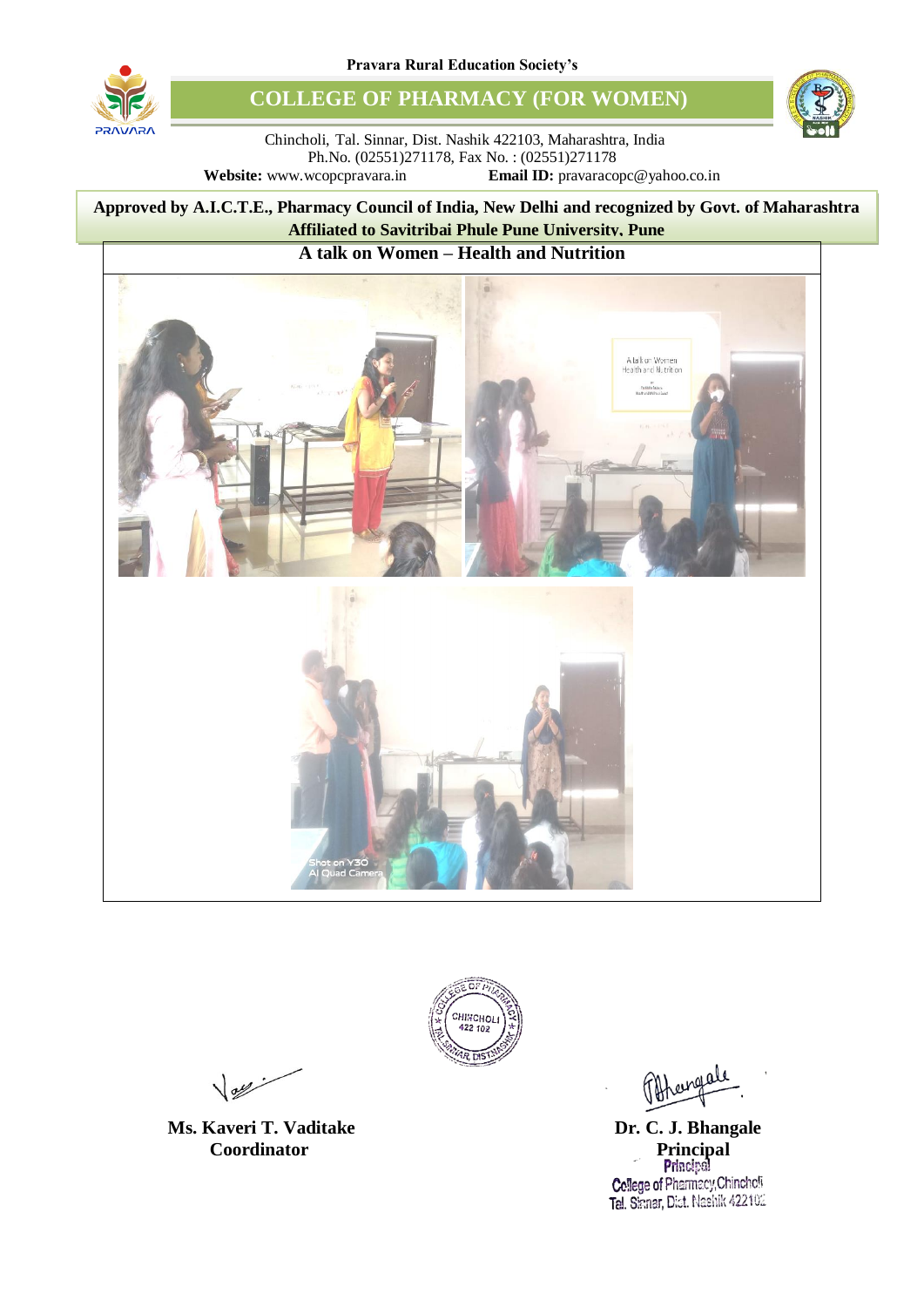Pravara Rural Education Society's

# COLLEGE OF PHARMACY (FOR WOMEN)

Chincholi, Tal. Sinnar, Dist. Nashik 422103, Maharashtra, India
Ph.No. (02551)271178, Fax No. : (02551)271178

**Website:** www.wcopcpravara.in **Email ID:** pravaracopc@yahoo.co.in

**Approved by A.I.C.T.E., Pharmacy Council of India, New Delhi and recognized by Govt. of Maharashtra**
**Affiliated to Savitribai Phule Pune University, Pune**

## A talk on Women – Health and Nutrition

**Ms. Kaveri T. Vaditake**
**Coordinator**

**Dr. C. J. Bhangale**
**Principal**
Principal
College of Pharmacy, Chincholi
Tal. Sinnar, Dist. Nashik 422102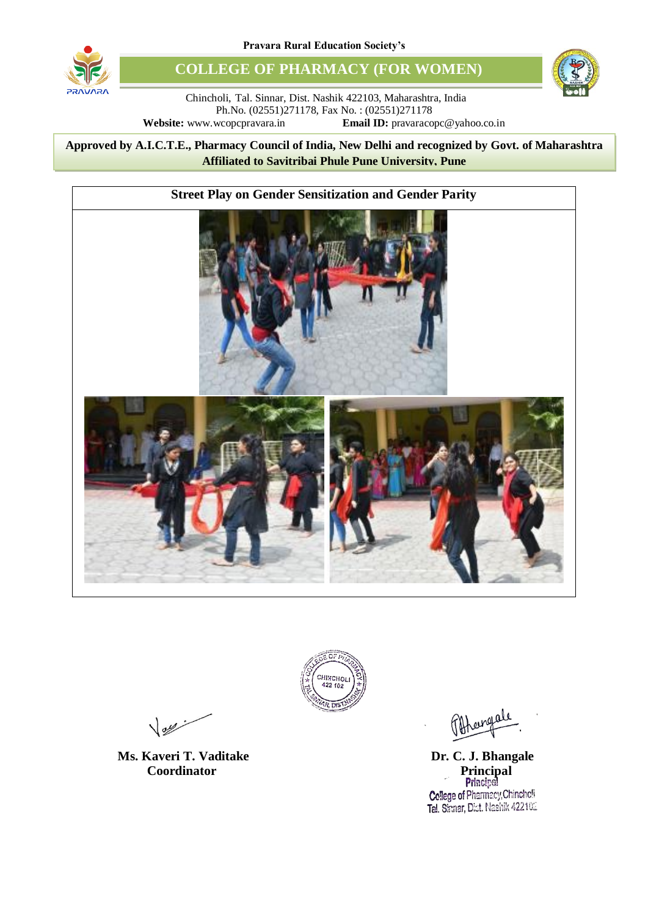Pravara Rural Education Society's

# COLLEGE OF PHARMACY (FOR WOMEN)

Chincholi, Tal. Sinnar, Dist. Nashik 422103, Maharashtra, India
Ph.No. (02551)271178, Fax No. : (02551)271178
**Website:** www.wcopcpravara.in **Email ID:** pravaracopc@yahoo.co.in

**Approved by A.I.C.T.E., Pharmacy Council of India, New Delhi and recognized by Govt. of Maharashtra**
**Affiliated to Savitribai Phule Pune University, Pune**

## Street Play on Gender Sensitization and Gender Parity

COLLEGE OF PHARMACY CHINCHOLI 422 102 TAL. SINNAR, DIST. NASHIK

**Ms. Kaveri T. Vaditake**
**Coordinator**

**Dr. C. J. Bhangale**
**Principal**
Principal
College of Pharmacy, Chincholi
Tal. Sinnar, Dist. Nashik 422102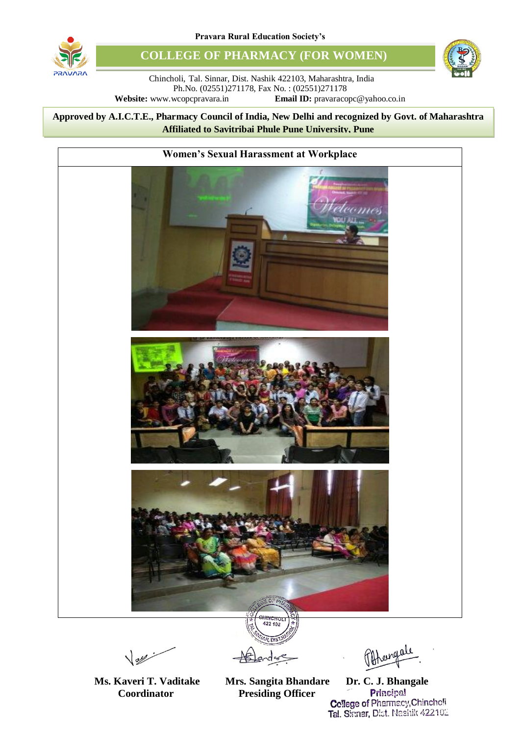Pravara Rural Education Society's

# COLLEGE OF PHARMACY (FOR WOMEN)

Chincholi, Tal. Sinnar, Dist. Nashik 422103, Maharashtra, India
Ph.No. (02551)271178, Fax No. : (02551)271178
**Website:** www.wcopcpravara.in **Email ID:** pravaracopc@yahoo.co.in

**Approved by A.I.C.T.E., Pharmacy Council of India, New Delhi and recognized by Govt. of Maharashtra**
**Affiliated to Savitribai Phule Pune University, Pune**

## Women's Sexual Harassment at Workplace

| **Ms. Kaveri T. Vaditake** | **Mrs. Sangita Bhandare** | **Dr. C. J. Bhangale** |
| --- | --- | --- |
| **Coordinator** | **Presiding Officer** | **Principal** |
| | | College of Pharmacy, Chincholi |
| | | Tal. Sinnar, Dist. Nashik 422102 |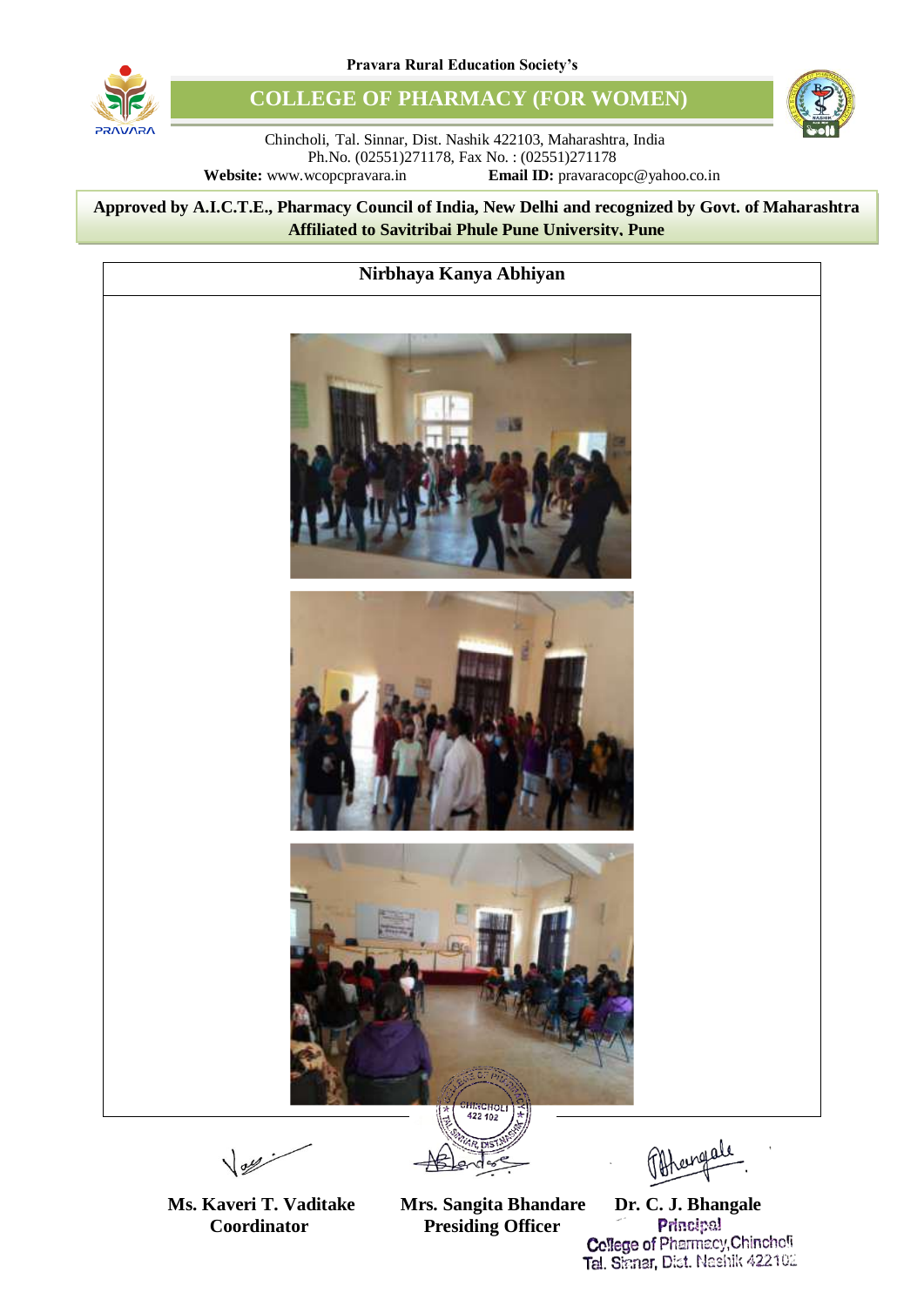Pravara Rural Education Society's

# COLLEGE OF PHARMACY (FOR WOMEN)

Chincholi, Tal. Sinnar, Dist. Nashik 422103, Maharashtra, India
Ph.No. (02551)271178, Fax No. : (02551)271178
**Website:** www.wcopcpravara.in **Email ID:** pravaracopc@yahoo.co.in

**Approved by A.I.C.T.E., Pharmacy Council of India, New Delhi and recognized by Govt. of Maharashtra**
**Affiliated to Savitribai Phule Pune University, Pune**

## Nirbhaya Kanya Abhiyan

**Ms. Kaveri T. Vaditake**
**Coordinator**

**Mrs. Sangita Bhandare**
**Presiding Officer**

**Dr. C. J. Bhangale**
Principal
College of Pharmacy, Chincholi
Tal. Sinnar, Dist. Nashik 422103